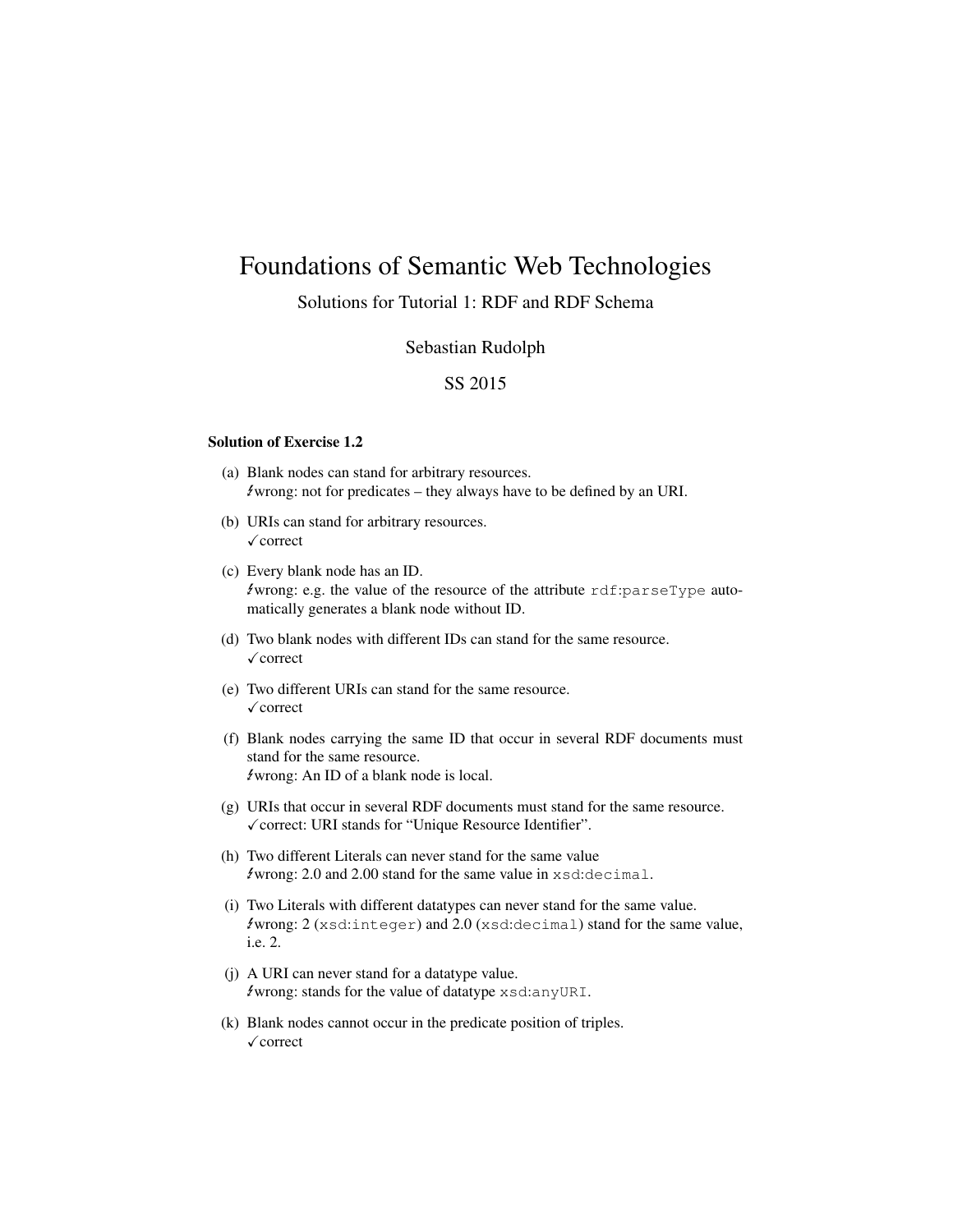# Foundations of Semantic Web Technologies

## Solutions for Tutorial 1: RDF and RDF Schema

Sebastian Rudolph

SS 2015

### Solution of Exercise 1.2

(a) Blank nodes can stand for arbitrary resources.
↯wrong: not for predicates – they always have to be defined by an URI.

(b) URIs can stand for arbitrary resources.
✓correct

(c) Every blank node has an ID.
↯wrong: e.g. the value of the resource of the attribute `rdf:parseType` automatically generates a blank node without ID.

(d) Two blank nodes with different IDs can stand for the same resource.
✓correct

(e) Two different URIs can stand for the same resource.
✓correct

(f) Blank nodes carrying the same ID that occur in several RDF documents must stand for the same resource.
↯wrong: An ID of a blank node is local.

(g) URIs that occur in several RDF documents must stand for the same resource.
✓correct: URI stands for "Unique Resource Identifier".

(h) Two different Literals can never stand for the same value
↯wrong: 2.0 and 2.00 stand for the same value in `xsd:decimal`.

(i) Two Literals with different datatypes can never stand for the same value.
↯wrong: 2 (`xsd:integer`) and 2.0 (`xsd:decimal`) stand for the same value, i.e. 2.

(j) A URI can never stand for a datatype value.
↯wrong: stands for the value of datatype `xsd:anyURI`.

(k) Blank nodes cannot occur in the predicate position of triples.
✓correct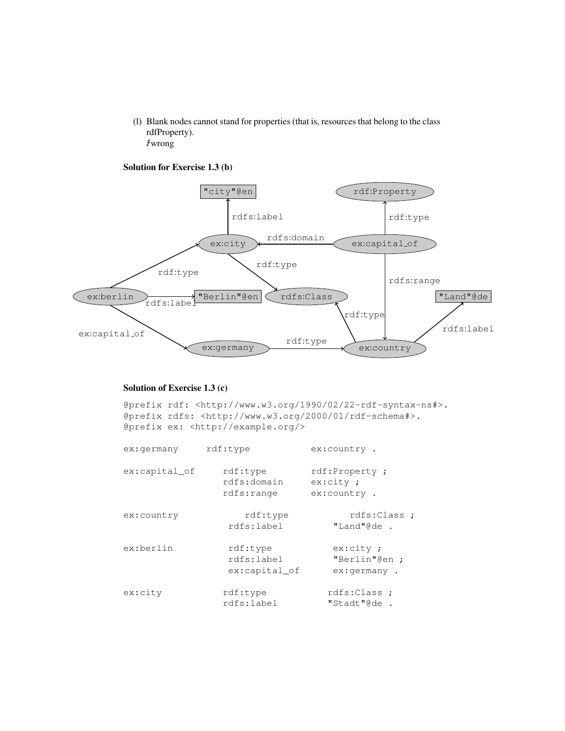(l) Blank nodes cannot stand for properties (that is, resources that belong to the class rdfProperty).
↯wrong

**Solution for Exercise 1.3 (b)**

**Solution of Exercise 1.3 (c)**

```
@prefix rdf: <http://www.w3.org/1990/02/22-rdf-syntax-ns#>.
@prefix rdfs: <http://www.w3.org/2000/01/rdf-schema#>.
@prefix ex: <http://example.org/>

ex:germany     rdf:type           ex:country .

ex:capital_of     rdf:type        rdf:Property ;
                  rdfs:domain     ex:city ;
                  rdfs:range      ex:country .

ex:country            rdf:type           rdfs:Class ;
                   rdfs:label          "Land"@de .

ex:berlin          rdf:type           ex:city ;
                   rdfs:label         "Berlin"@en ;
                   ex:capital_of      ex:germany .

ex:city           rdf:type           rdfs:Class ;
                  rdfs:label         "Stadt"@de .
```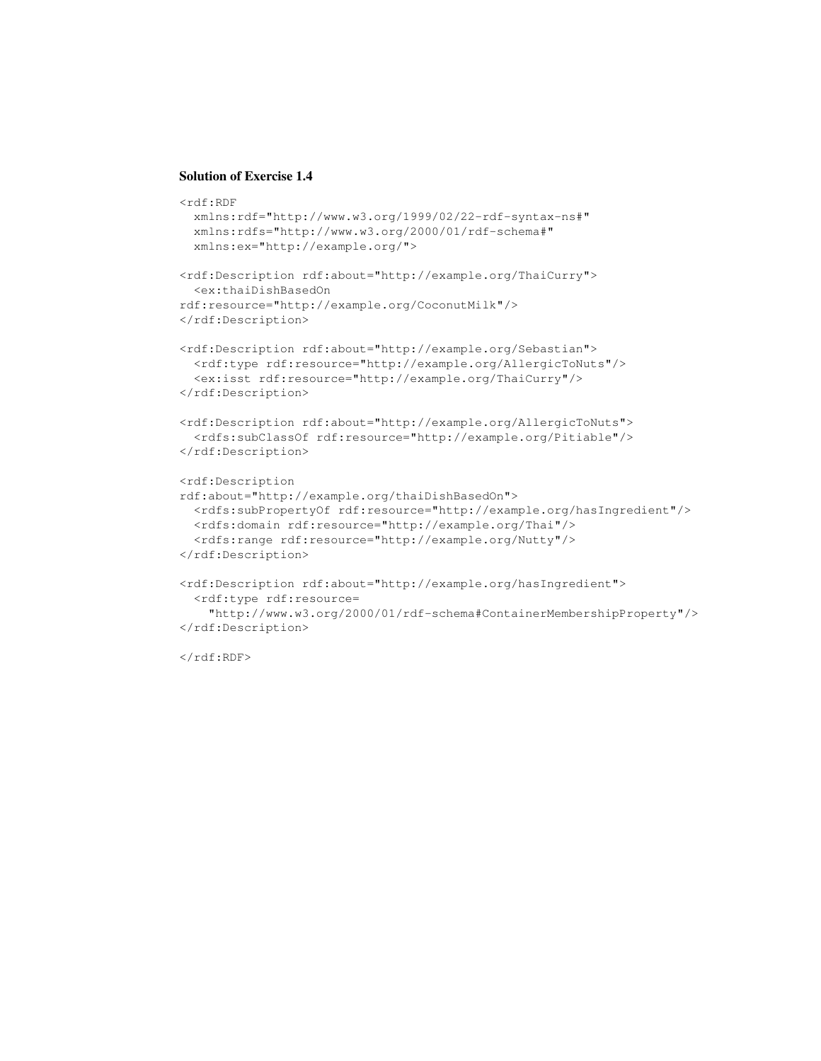### Solution of Exercise 1.4

```
<rdf:RDF
  xmlns:rdf="http://www.w3.org/1999/02/22-rdf-syntax-ns#"
  xmlns:rdfs="http://www.w3.org/2000/01/rdf-schema#"
  xmlns:ex="http://example.org/">

<rdf:Description rdf:about="http://example.org/ThaiCurry">
  <ex:thaiDishBasedOn
rdf:resource="http://example.org/CoconutMilk"/>
</rdf:Description>

<rdf:Description rdf:about="http://example.org/Sebastian">
  <rdf:type rdf:resource="http://example.org/AllergicToNuts"/>
  <ex:isst rdf:resource="http://example.org/ThaiCurry"/>
</rdf:Description>

<rdf:Description rdf:about="http://example.org/AllergicToNuts">
  <rdfs:subClassOf rdf:resource="http://example.org/Pitiable"/>
</rdf:Description>

<rdf:Description
rdf:about="http://example.org/thaiDishBasedOn">
  <rdfs:subPropertyOf rdf:resource="http://example.org/hasIngredient"/>
  <rdfs:domain rdf:resource="http://example.org/Thai"/>
  <rdfs:range rdf:resource="http://example.org/Nutty"/>
</rdf:Description>

<rdf:Description rdf:about="http://example.org/hasIngredient">
  <rdf:type rdf:resource=
    "http://www.w3.org/2000/01/rdf-schema#ContainerMembershipProperty"/>
</rdf:Description>

</rdf:RDF>
```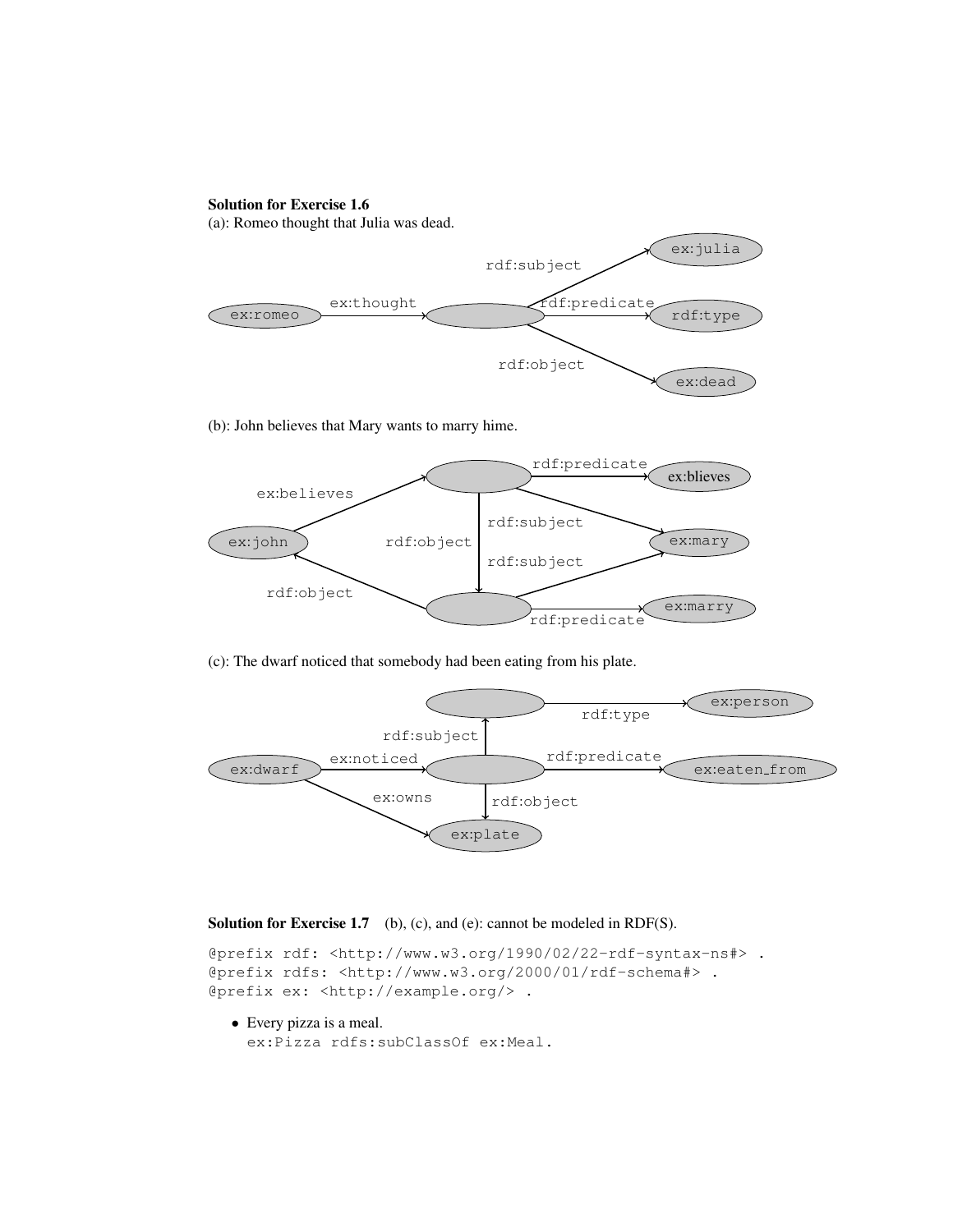**Solution for Exercise 1.6**

(a): Romeo thought that Julia was dead.

(b): John believes that Mary wants to marry hime.

(c): The dwarf noticed that somebody had been eating from his plate.

**Solution for Exercise 1.7** (b), (c), and (e): cannot be modeled in RDF(S).

```
@prefix rdf: <http://www.w3.org/1990/02/22-rdf-syntax-ns#> .
@prefix rdfs: <http://www.w3.org/2000/01/rdf-schema#> .
@prefix ex: <http://example.org/> .
```

- Every pizza is a meal.
  `ex:Pizza rdfs:subClassOf ex:Meal.`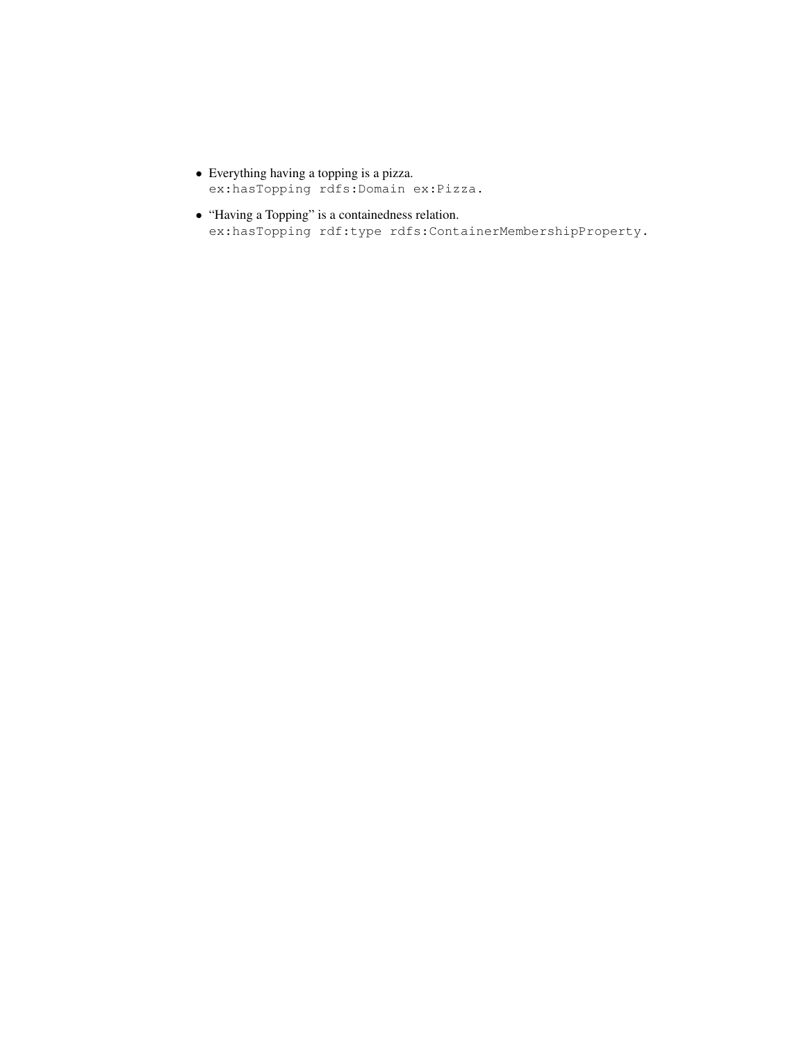- Everything having a topping is a pizza.
  `ex:hasTopping rdfs:Domain ex:Pizza.`
- “Having a Topping” is a containedness relation.
  `ex:hasTopping rdf:type rdfs:ContainerMembershipProperty.`